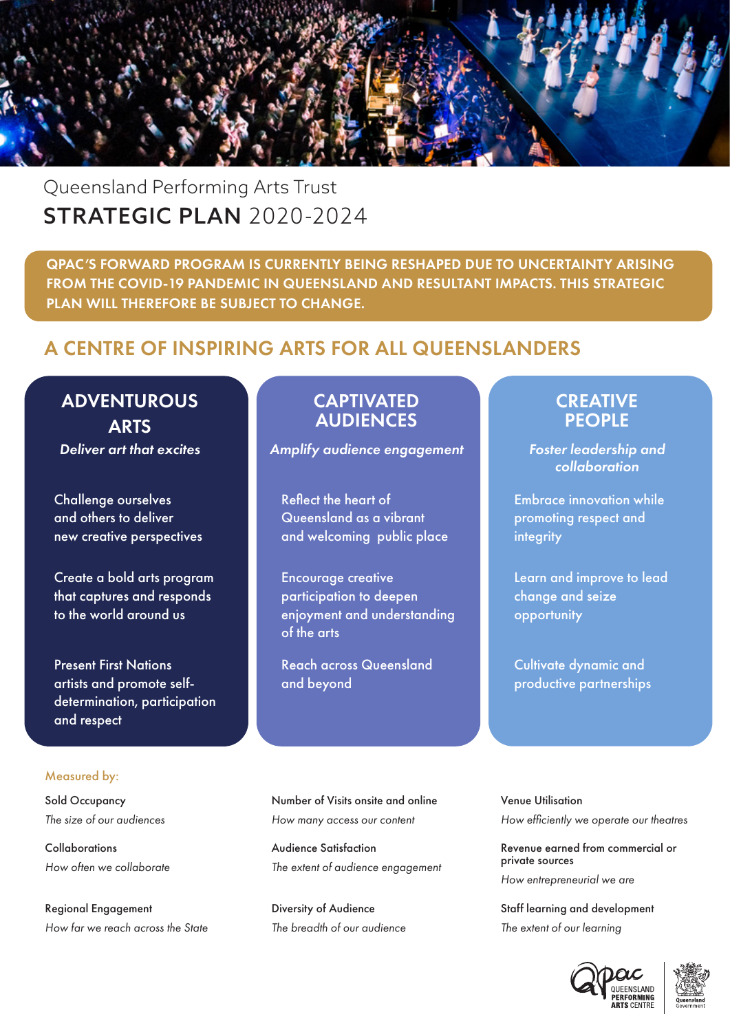Queensland Performing Arts Trust

# STRATEGIC PLAN 2020-2024

**QPAC'S FORWARD PROGRAM IS CURRENTLY BEING RESHAPED DUE TO UNCERTAINTY ARISING FROM THE COVID-19 PANDEMIC IN QUEENSLAND AND RESULTANT IMPACTS. THIS STRATEGIC PLAN WILL THEREFORE BE SUBJECT TO CHANGE.**

## A CENTRE OF INSPIRING ARTS FOR ALL QUEENSLANDERS

### ADVENTUROUS ARTS

***Deliver art that excites***

- Challenge ourselves and others to deliver new creative perspectives
- Create a bold arts program that captures and responds to the world around us
- Present First Nations artists and promote self-determination, participation and respect

### CAPTIVATED AUDIENCES

***Amplify audience engagement***

- Reflect the heart of Queensland as a vibrant and welcoming public place
- Encourage creative participation to deepen enjoyment and understanding of the arts
- Reach across Queensland and beyond

### CREATIVE PEOPLE

***Foster leadership and collaboration***

- Embrace innovation while promoting respect and integrity
- Learn and improve to lead change and seize opportunity
- Cultivate dynamic and productive partnerships

Measured by:

**Adventurous Arts**

Sold Occupancy
*The size of our audiences*

Collaborations
*How often we collaborate*

Regional Engagement
*How far we reach across the State*

**Captivated Audiences**

Number of Visits onsite and online
*How many access our content*

Audience Satisfaction
*The extent of audience engagement*

Diversity of Audience
*The breadth of our audience*

**Creative People**

Venue Utilisation
*How efficiently we operate our theatres*

Revenue earned from commercial or private sources
*How entrepreneurial we are*

Staff learning and development
*The extent of our learning*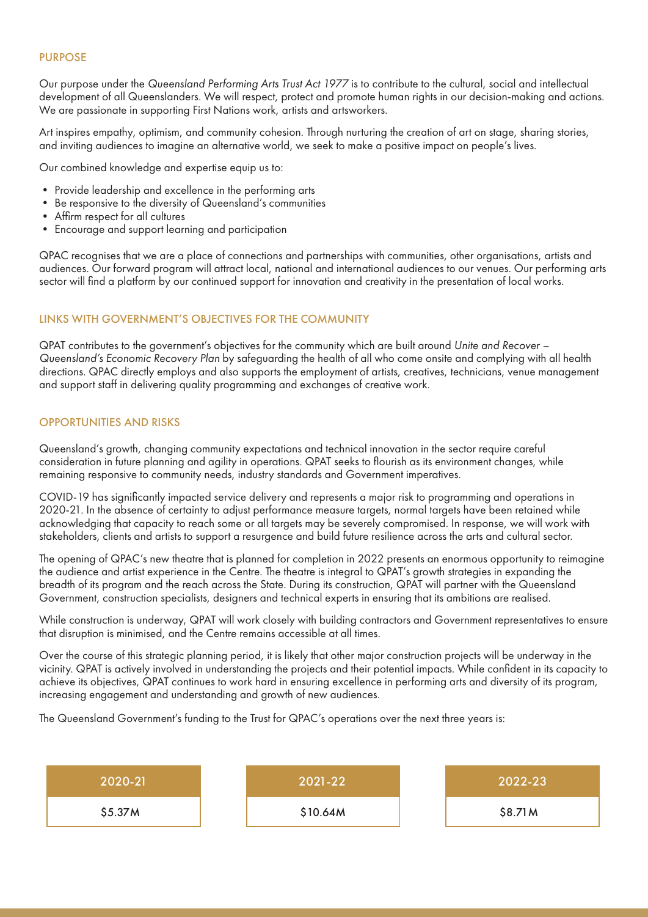## PURPOSE

Our purpose under the *Queensland Performing Arts Trust Act 1977* is to contribute to the cultural, social and intellectual development of all Queenslanders. We will respect, protect and promote human rights in our decision-making and actions. We are passionate in supporting First Nations work, artists and artsworkers.

Art inspires empathy, optimism, and community cohesion. Through nurturing the creation of art on stage, sharing stories, and inviting audiences to imagine an alternative world, we seek to make a positive impact on people's lives.

Our combined knowledge and expertise equip us to:

- Provide leadership and excellence in the performing arts
- Be responsive to the diversity of Queensland's communities
- Affirm respect for all cultures
- Encourage and support learning and participation

QPAC recognises that we are a place of connections and partnerships with communities, other organisations, artists and audiences. Our forward program will attract local, national and international audiences to our venues. Our performing arts sector will find a platform by our continued support for innovation and creativity in the presentation of local works.

## LINKS WITH GOVERNMENT'S OBJECTIVES FOR THE COMMUNITY

QPAT contributes to the government's objectives for the community which are built around *Unite and Recover – Queensland's Economic Recovery Plan* by safeguarding the health of all who come onsite and complying with all health directions. QPAC directly employs and also supports the employment of artists, creatives, technicians, venue management and support staff in delivering quality programming and exchanges of creative work.

## OPPORTUNITIES AND RISKS

Queensland's growth, changing community expectations and technical innovation in the sector require careful consideration in future planning and agility in operations. QPAT seeks to flourish as its environment changes, while remaining responsive to community needs, industry standards and Government imperatives.

COVID-19 has significantly impacted service delivery and represents a major risk to programming and operations in 2020-21. In the absence of certainty to adjust performance measure targets, normal targets have been retained while acknowledging that capacity to reach some or all targets may be severely compromised. In response, we will work with stakeholders, clients and artists to support a resurgence and build future resilience across the arts and cultural sector.

The opening of QPAC's new theatre that is planned for completion in 2022 presents an enormous opportunity to reimagine the audience and artist experience in the Centre. The theatre is integral to QPAT's growth strategies in expanding the breadth of its program and the reach across the State. During its construction, QPAT will partner with the Queensland Government, construction specialists, designers and technical experts in ensuring that its ambitions are realised.

While construction is underway, QPAT will work closely with building contractors and Government representatives to ensure that disruption is minimised, and the Centre remains accessible at all times.

Over the course of this strategic planning period, it is likely that other major construction projects will be underway in the vicinity. QPAT is actively involved in understanding the projects and their potential impacts. While confident in its capacity to achieve its objectives, QPAT continues to work hard in ensuring excellence in performing arts and diversity of its program, increasing engagement and understanding and growth of new audiences.

The Queensland Government's funding to the Trust for QPAC's operations over the next three years is:

| 2020-21 | 2021-22 | 2022-23 |
|---|---|---|
| $5.37M | $10.64M | $8.71M |